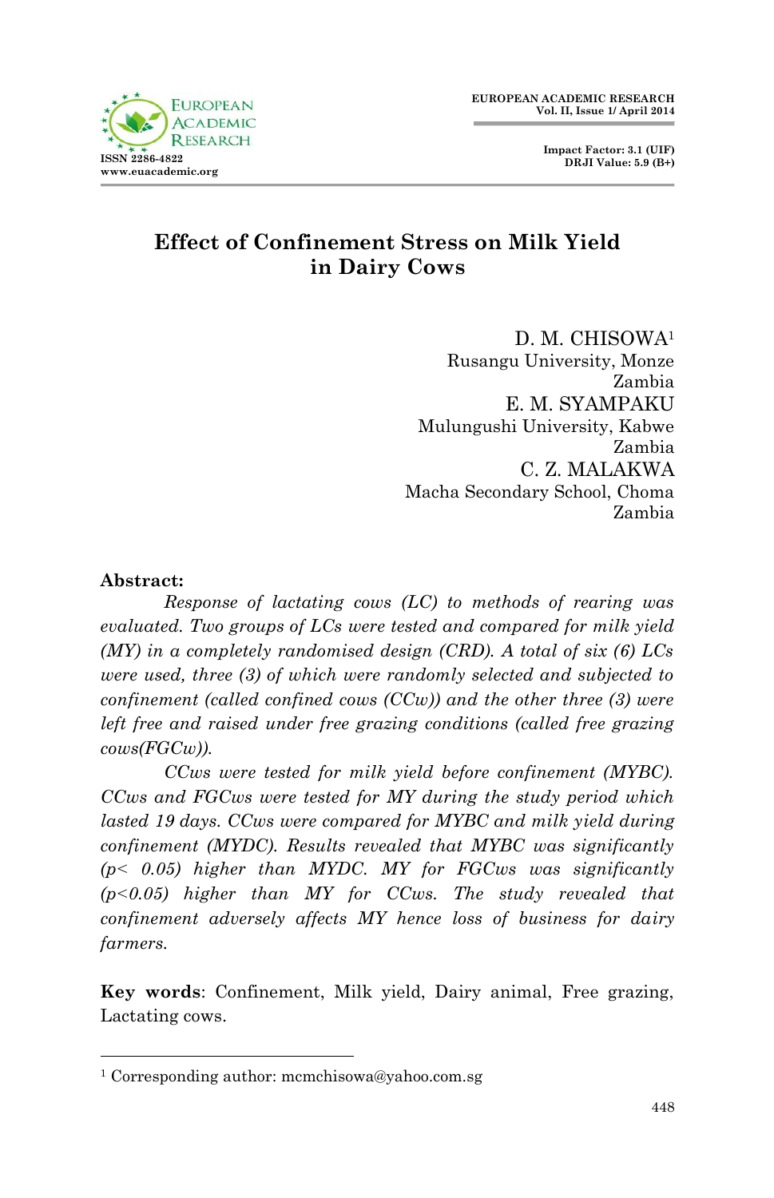# Effect of Confinement Stress on Milk Yield in Dairy Cows

D. M. CHISOWA[1]
Rusangu University, Monze
Zambia

E. M. SYAMPAKU
Mulungushi University, Kabwe
Zambia

C. Z. MALAKWA
Macha Secondary School, Choma
Zambia

**Abstract:**

*Response of lactating cows (LC) to methods of rearing was evaluated. Two groups of LCs were tested and compared for milk yield (MY) in a completely randomised design (CRD). A total of six (6) LCs were used, three (3) of which were randomly selected and subjected to confinement (called confined cows (CCw)) and the other three (3) were left free and raised under free grazing conditions (called free grazing cows(FGCw)).*

*CCws were tested for milk yield before confinement (MYBC). CCws and FGCws were tested for MY during the study period which lasted 19 days. CCws were compared for MYBC and milk yield during confinement (MYDC). Results revealed that MYBC was significantly ($p < 0.05$) higher than MYDC. MY for FGCws was significantly ($p<0.05$) higher than MY for CCws. The study revealed that confinement adversely affects MY hence loss of business for dairy farmers.*

**Key words**: Confinement, Milk yield, Dairy animal, Free grazing, Lactating cows.

[1] Corresponding author: mcmchisowa@yahoo.com.sg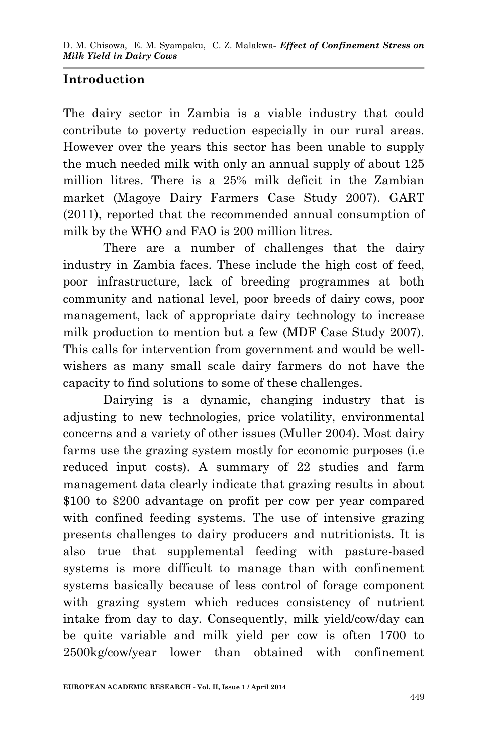## Introduction

The dairy sector in Zambia is a viable industry that could contribute to poverty reduction especially in our rural areas. However over the years this sector has been unable to supply the much needed milk with only an annual supply of about 125 million litres. There is a 25% milk deficit in the Zambian market (Magoye Dairy Farmers Case Study 2007). GART (2011), reported that the recommended annual consumption of milk by the WHO and FAO is 200 million litres.

There are a number of challenges that the dairy industry in Zambia faces. These include the high cost of feed, poor infrastructure, lack of breeding programmes at both community and national level, poor breeds of dairy cows, poor management, lack of appropriate dairy technology to increase milk production to mention but a few (MDF Case Study 2007). This calls for intervention from government and would be well-wishers as many small scale dairy farmers do not have the capacity to find solutions to some of these challenges.

Dairying is a dynamic, changing industry that is adjusting to new technologies, price volatility, environmental concerns and a variety of other issues (Muller 2004). Most dairy farms use the grazing system mostly for economic purposes (i.e reduced input costs). A summary of 22 studies and farm management data clearly indicate that grazing results in about \$100 to \$200 advantage on profit per cow per year compared with confined feeding systems. The use of intensive grazing presents challenges to dairy producers and nutritionists. It is also true that supplemental feeding with pasture-based systems is more difficult to manage than with confinement systems basically because of less control of forage component with grazing system which reduces consistency of nutrient intake from day to day. Consequently, milk yield/cow/day can be quite variable and milk yield per cow is often 1700 to 2500kg/cow/year lower than obtained with confinement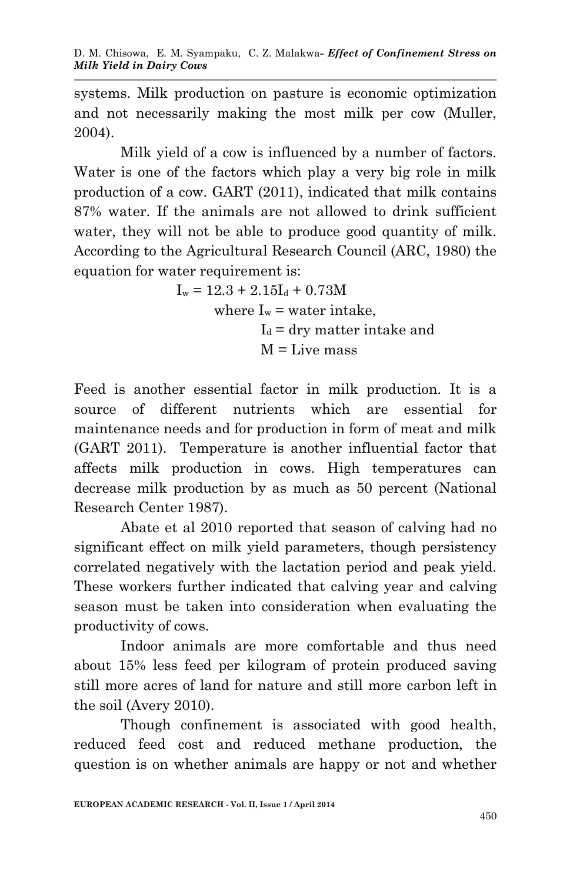systems. Milk production on pasture is economic optimization and not necessarily making the most milk per cow (Muller, 2004).

Milk yield of a cow is influenced by a number of factors. Water is one of the factors which play a very big role in milk production of a cow. GART (2011), indicated that milk contains 87% water. If the animals are not allowed to drink sufficient water, they will not be able to produce good quantity of milk. According to the Agricultural Research Council (ARC, 1980) the equation for water requirement is:

$$I_w = 12.3 + 2.15I_d + 0.73M$$

where $I_w$ = water intake,
$I_d$ = dry matter intake and
$M$ = Live mass

Feed is another essential factor in milk production. It is a source of different nutrients which are essential for maintenance needs and for production in form of meat and milk (GART 2011). Temperature is another influential factor that affects milk production in cows. High temperatures can decrease milk production by as much as 50 percent (National Research Center 1987).

Abate et al 2010 reported that season of calving had no significant effect on milk yield parameters, though persistency correlated negatively with the lactation period and peak yield. These workers further indicated that calving year and calving season must be taken into consideration when evaluating the productivity of cows.

Indoor animals are more comfortable and thus need about 15% less feed per kilogram of protein produced saving still more acres of land for nature and still more carbon left in the soil (Avery 2010).

Though confinement is associated with good health, reduced feed cost and reduced methane production, the question is on whether animals are happy or not and whether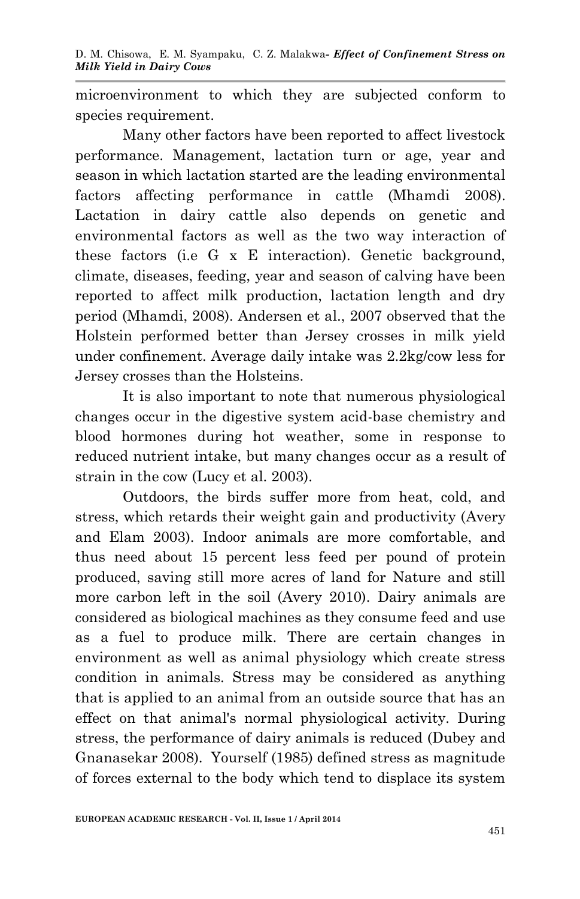microenvironment to which they are subjected conform to species requirement.

Many other factors have been reported to affect livestock performance. Management, lactation turn or age, year and season in which lactation started are the leading environmental factors affecting performance in cattle (Mhamdi 2008). Lactation in dairy cattle also depends on genetic and environmental factors as well as the two way interaction of these factors (i.e G x E interaction). Genetic background, climate, diseases, feeding, year and season of calving have been reported to affect milk production, lactation length and dry period (Mhamdi, 2008). Andersen et al., 2007 observed that the Holstein performed better than Jersey crosses in milk yield under confinement. Average daily intake was 2.2kg/cow less for Jersey crosses than the Holsteins.

It is also important to note that numerous physiological changes occur in the digestive system acid-base chemistry and blood hormones during hot weather, some in response to reduced nutrient intake, but many changes occur as a result of strain in the cow (Lucy et al. 2003).

Outdoors, the birds suffer more from heat, cold, and stress, which retards their weight gain and productivity (Avery and Elam 2003). Indoor animals are more comfortable, and thus need about 15 percent less feed per pound of protein produced, saving still more acres of land for Nature and still more carbon left in the soil (Avery 2010). Dairy animals are considered as biological machines as they consume feed and use as a fuel to produce milk. There are certain changes in environment as well as animal physiology which create stress condition in animals. Stress may be considered as anything that is applied to an animal from an outside source that has an effect on that animal's normal physiological activity. During stress, the performance of dairy animals is reduced (Dubey and Gnanasekar 2008). Yourself (1985) defined stress as magnitude of forces external to the body which tend to displace its system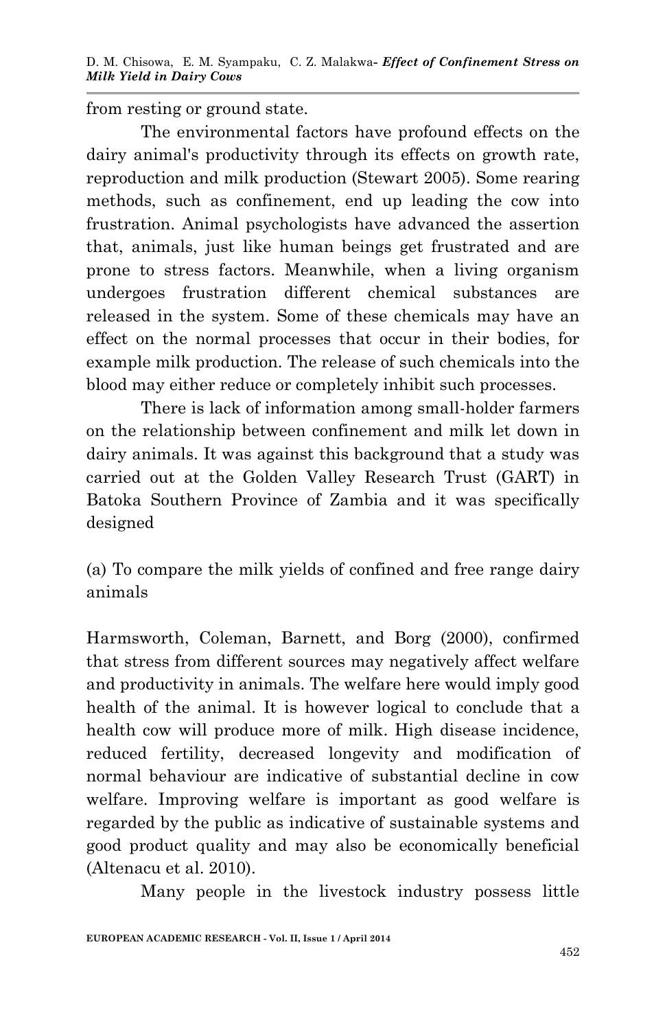from resting or ground state.

The environmental factors have profound effects on the dairy animal's productivity through its effects on growth rate, reproduction and milk production (Stewart 2005). Some rearing methods, such as confinement, end up leading the cow into frustration. Animal psychologists have advanced the assertion that, animals, just like human beings get frustrated and are prone to stress factors. Meanwhile, when a living organism undergoes frustration different chemical substances are released in the system. Some of these chemicals may have an effect on the normal processes that occur in their bodies, for example milk production. The release of such chemicals into the blood may either reduce or completely inhibit such processes.

There is lack of information among small-holder farmers on the relationship between confinement and milk let down in dairy animals. It was against this background that a study was carried out at the Golden Valley Research Trust (GART) in Batoka Southern Province of Zambia and it was specifically designed

(a) To compare the milk yields of confined and free range dairy animals

Harmsworth, Coleman, Barnett, and Borg (2000), confirmed that stress from different sources may negatively affect welfare and productivity in animals. The welfare here would imply good health of the animal. It is however logical to conclude that a health cow will produce more of milk. High disease incidence, reduced fertility, decreased longevity and modification of normal behaviour are indicative of substantial decline in cow welfare. Improving welfare is important as good welfare is regarded by the public as indicative of sustainable systems and good product quality and may also be economically beneficial (Altenacu et al. 2010).

Many people in the livestock industry possess little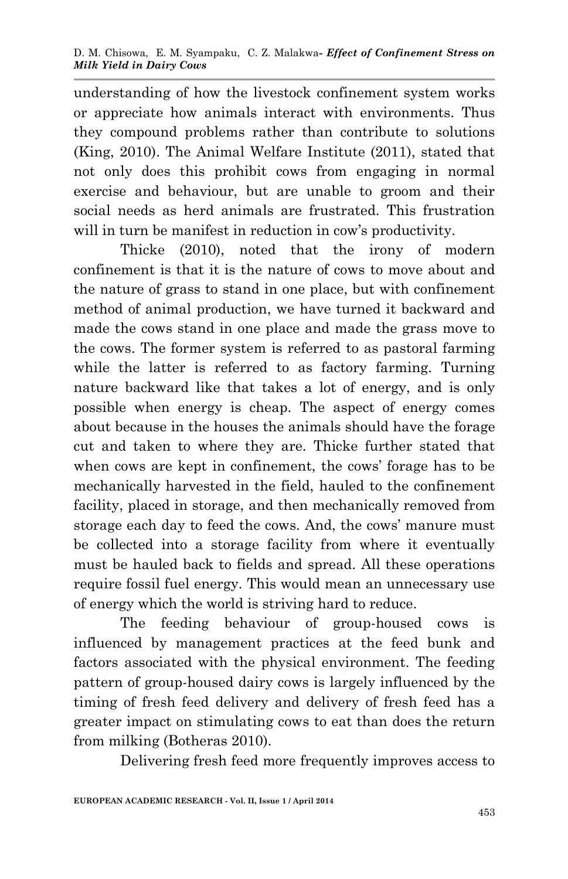understanding of how the livestock confinement system works or appreciate how animals interact with environments. Thus they compound problems rather than contribute to solutions (King, 2010). The Animal Welfare Institute (2011), stated that not only does this prohibit cows from engaging in normal exercise and behaviour, but are unable to groom and their social needs as herd animals are frustrated. This frustration will in turn be manifest in reduction in cow's productivity.

Thicke (2010), noted that the irony of modern confinement is that it is the nature of cows to move about and the nature of grass to stand in one place, but with confinement method of animal production, we have turned it backward and made the cows stand in one place and made the grass move to the cows. The former system is referred to as pastoral farming while the latter is referred to as factory farming. Turning nature backward like that takes a lot of energy, and is only possible when energy is cheap. The aspect of energy comes about because in the houses the animals should have the forage cut and taken to where they are. Thicke further stated that when cows are kept in confinement, the cows' forage has to be mechanically harvested in the field, hauled to the confinement facility, placed in storage, and then mechanically removed from storage each day to feed the cows. And, the cows' manure must be collected into a storage facility from where it eventually must be hauled back to fields and spread. All these operations require fossil fuel energy. This would mean an unnecessary use of energy which the world is striving hard to reduce.

The feeding behaviour of group-housed cows is influenced by management practices at the feed bunk and factors associated with the physical environment. The feeding pattern of group-housed dairy cows is largely influenced by the timing of fresh feed delivery and delivery of fresh feed has a greater impact on stimulating cows to eat than does the return from milking (Botheras 2010).

Delivering fresh feed more frequently improves access to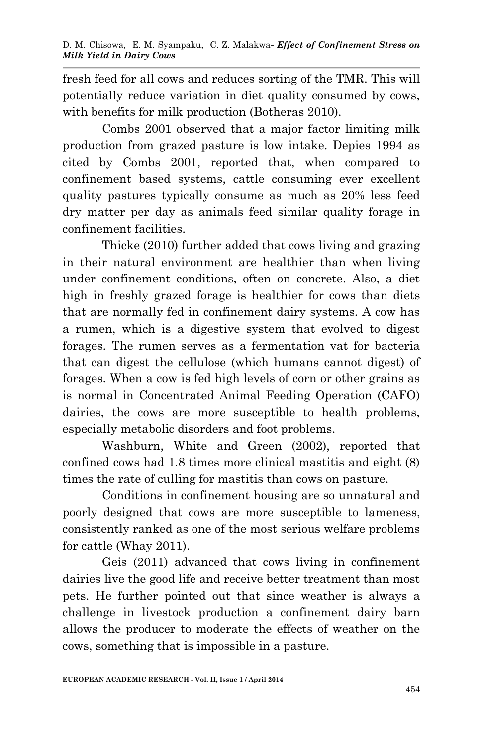fresh feed for all cows and reduces sorting of the TMR. This will potentially reduce variation in diet quality consumed by cows, with benefits for milk production (Botheras 2010).

Combs 2001 observed that a major factor limiting milk production from grazed pasture is low intake. Depies 1994 as cited by Combs 2001, reported that, when compared to confinement based systems, cattle consuming ever excellent quality pastures typically consume as much as 20% less feed dry matter per day as animals feed similar quality forage in confinement facilities.

Thicke (2010) further added that cows living and grazing in their natural environment are healthier than when living under confinement conditions, often on concrete. Also, a diet high in freshly grazed forage is healthier for cows than diets that are normally fed in confinement dairy systems. A cow has a rumen, which is a digestive system that evolved to digest forages. The rumen serves as a fermentation vat for bacteria that can digest the cellulose (which humans cannot digest) of forages. When a cow is fed high levels of corn or other grains as is normal in Concentrated Animal Feeding Operation (CAFO) dairies, the cows are more susceptible to health problems, especially metabolic disorders and foot problems.

Washburn, White and Green (2002), reported that confined cows had 1.8 times more clinical mastitis and eight (8) times the rate of culling for mastitis than cows on pasture.

Conditions in confinement housing are so unnatural and poorly designed that cows are more susceptible to lameness, consistently ranked as one of the most serious welfare problems for cattle (Whay 2011).

Geis (2011) advanced that cows living in confinement dairies live the good life and receive better treatment than most pets. He further pointed out that since weather is always a challenge in livestock production a confinement dairy barn allows the producer to moderate the effects of weather on the cows, something that is impossible in a pasture.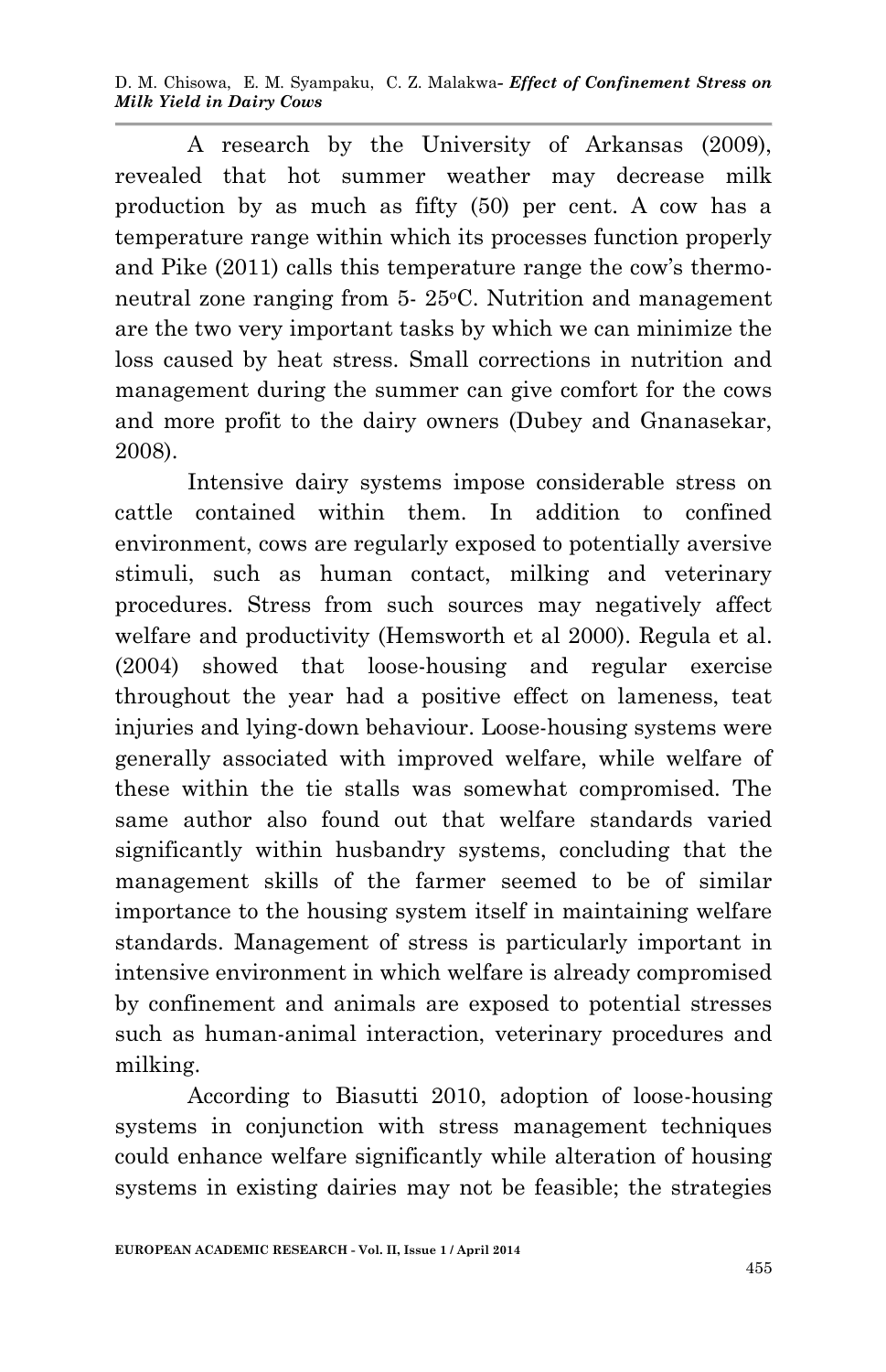A research by the University of Arkansas (2009), revealed that hot summer weather may decrease milk production by as much as fifty (50) per cent. A cow has a temperature range within which its processes function properly and Pike (2011) calls this temperature range the cow's thermo-neutral zone ranging from 5- 25$^{o}$C. Nutrition and management are the two very important tasks by which we can minimize the loss caused by heat stress. Small corrections in nutrition and management during the summer can give comfort for the cows and more profit to the dairy owners (Dubey and Gnanasekar, 2008).

Intensive dairy systems impose considerable stress on cattle contained within them. In addition to confined environment, cows are regularly exposed to potentially aversive stimuli, such as human contact, milking and veterinary procedures. Stress from such sources may negatively affect welfare and productivity (Hemsworth et al 2000). Regula et al. (2004) showed that loose-housing and regular exercise throughout the year had a positive effect on lameness, teat injuries and lying-down behaviour. Loose-housing systems were generally associated with improved welfare, while welfare of these within the tie stalls was somewhat compromised. The same author also found out that welfare standards varied significantly within husbandry systems, concluding that the management skills of the farmer seemed to be of similar importance to the housing system itself in maintaining welfare standards. Management of stress is particularly important in intensive environment in which welfare is already compromised by confinement and animals are exposed to potential stresses such as human-animal interaction, veterinary procedures and milking.

According to Biasutti 2010, adoption of loose-housing systems in conjunction with stress management techniques could enhance welfare significantly while alteration of housing systems in existing dairies may not be feasible; the strategies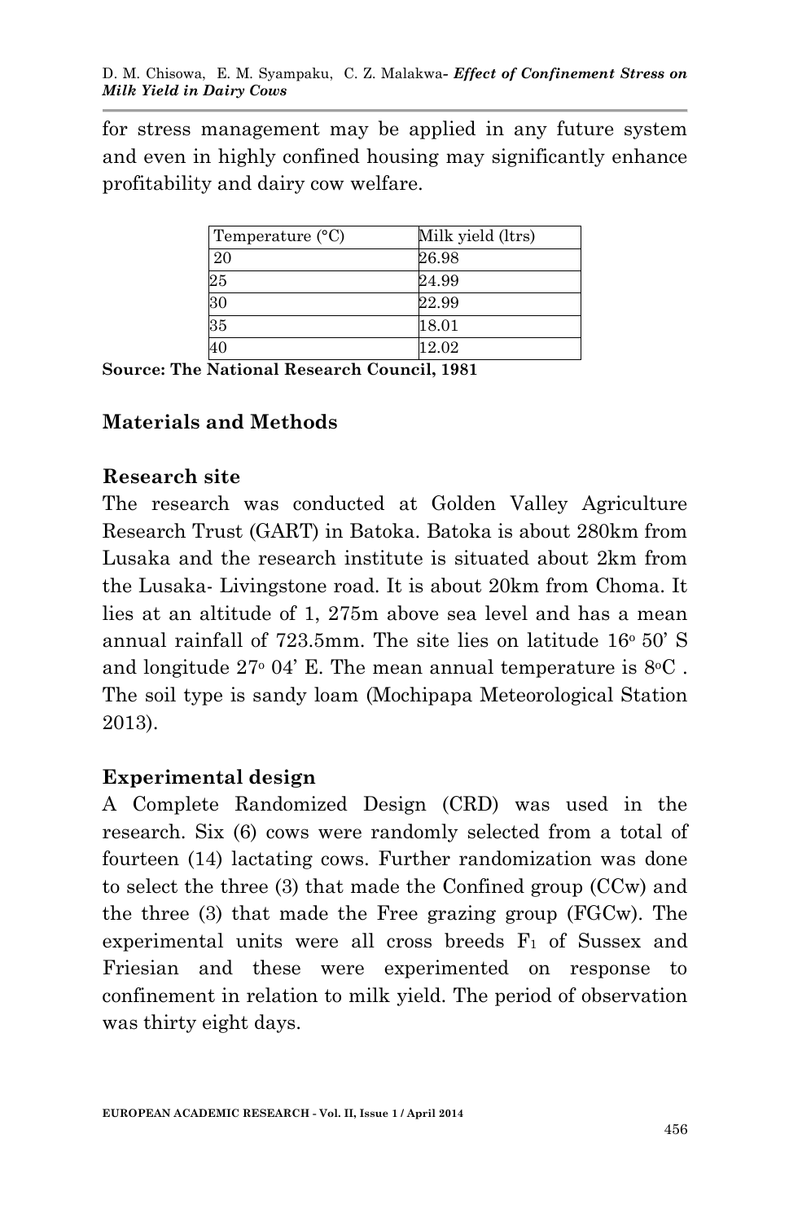for stress management may be applied in any future system and even in highly confined housing may significantly enhance profitability and dairy cow welfare.

| Temperature (°C) | Milk yield (ltrs) |
| --- | --- |
| 20 | 26.98 |
| 25 | 24.99 |
| 30 | 22.99 |
| 35 | 18.01 |
| 40 | 12.02 |

**Source: The National Research Council, 1981**

## Materials and Methods

### Research site

The research was conducted at Golden Valley Agriculture Research Trust (GART) in Batoka. Batoka is about 280km from Lusaka and the research institute is situated about 2km from the Lusaka- Livingstone road. It is about 20km from Choma. It lies at an altitude of 1, 275m above sea level and has a mean annual rainfall of 723.5mm. The site lies on latitude $16^{o}$ 50' S and longitude $27^{o}$ 04' E. The mean annual temperature is $8^{o}$C . The soil type is sandy loam (Mochipapa Meteorological Station 2013).

### Experimental design

A Complete Randomized Design (CRD) was used in the research. Six (6) cows were randomly selected from a total of fourteen (14) lactating cows. Further randomization was done to select the three (3) that made the Confined group (CCw) and the three (3) that made the Free grazing group (FGCw). The experimental units were all cross breeds $F_1$ of Sussex and Friesian and these were experimented on response to confinement in relation to milk yield. The period of observation was thirty eight days.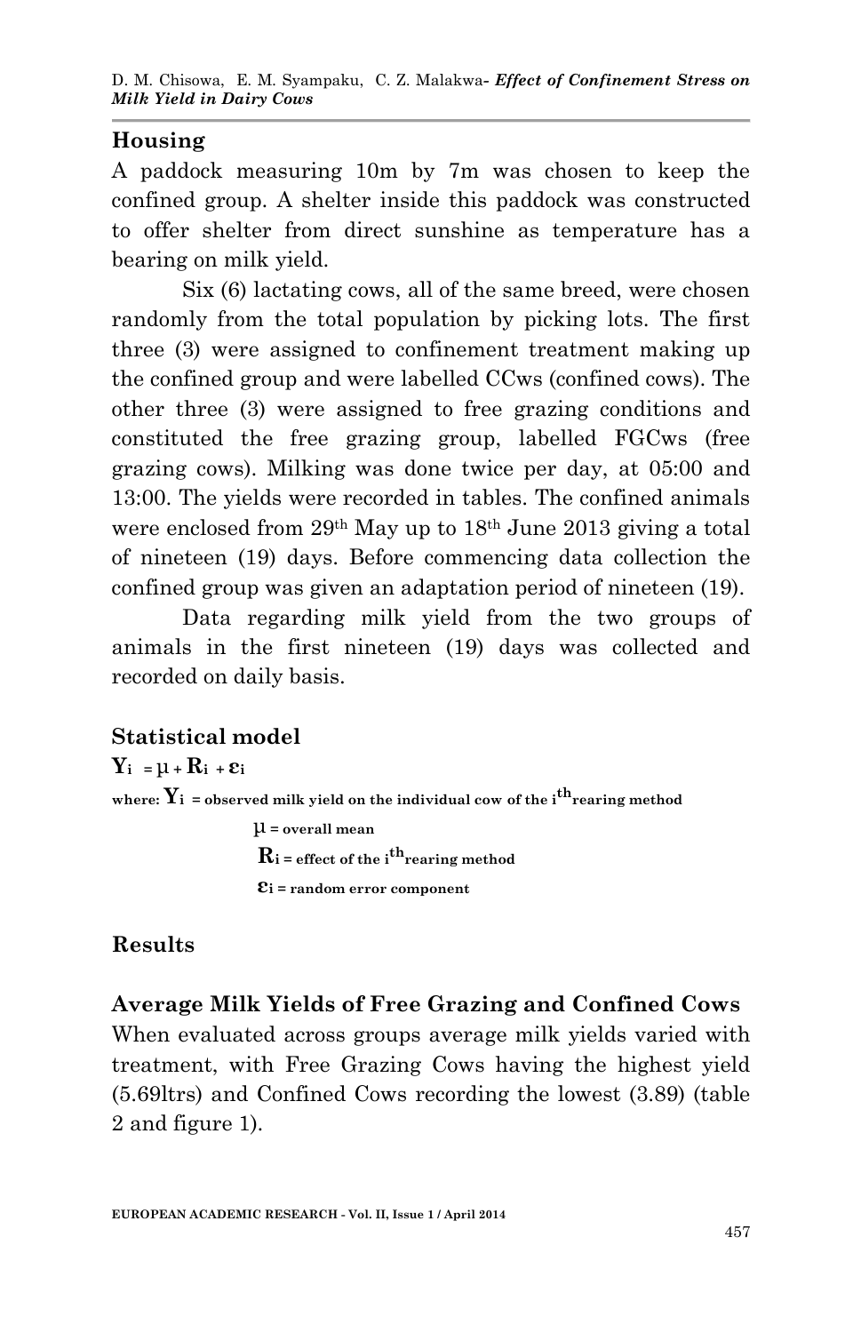## Housing

A paddock measuring 10m by 7m was chosen to keep the confined group. A shelter inside this paddock was constructed to offer shelter from direct sunshine as temperature has a bearing on milk yield.

Six (6) lactating cows, all of the same breed, were chosen randomly from the total population by picking lots. The first three (3) were assigned to confinement treatment making up the confined group and were labelled CCws (confined cows). The other three (3) were assigned to free grazing conditions and constituted the free grazing group, labelled FGCws (free grazing cows). Milking was done twice per day, at 05:00 and 13:00. The yields were recorded in tables. The confined animals were enclosed from 29th May up to 18th June 2013 giving a total of nineteen (19) days. Before commencing data collection the confined group was given an adaptation period of nineteen (19).

Data regarding milk yield from the two groups of animals in the first nineteen (19) days was collected and recorded on daily basis.

## Statistical model

$$\mathbf{Y}_i = \mu + \mathbf{R}_i + \varepsilon_i$$

**where: $\mathbf{Y}_i$ = observed milk yield on the individual cow of the $i^{th}$ rearing method**

**$\mu$ = overall mean**

**$\mathbf{R}_i$ = effect of the $i^{th}$ rearing method**

**$\varepsilon_i$ = random error component**

## Results

### Average Milk Yields of Free Grazing and Confined Cows

When evaluated across groups average milk yields varied with treatment, with Free Grazing Cows having the highest yield (5.69ltrs) and Confined Cows recording the lowest (3.89) (table 2 and figure 1).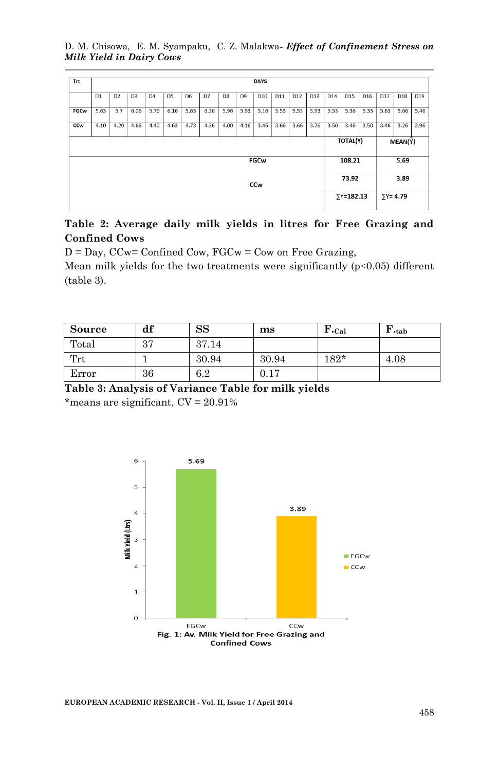| Trt | DAYS | | | | | | | | | | | | | | | | | | |
|---|---|---|---|---|---|---|---|---|---|---|---|---|---|---|---|---|---|---|---|
| | D1 | D2 | D3 | D4 | D5 | D6 | D7 | D8 | D9 | D10 | D11 | D12 | D13 | D14 | D15 | D16 | D17 | D18 | D19 |
| FGCw | 5.63 | 5.7 | 6.06 | 5.76 | 6.16 | 5.63 | 6.26 | 5.96 | 5.93 | 5.16 | 5.53 | 5.53 | 5.93 | 5.53 | 5.36 | 5.33 | 5.63 | 5.66 | 5.46 |
| CCw | 4.10 | 4.20 | 4.66 | 4.40 | 4.63 | 4.73 | 4.36 | 4.00 | 4.16 | 3.46 | 3.66 | 3.66 | 3.76 | 3.50 | 3.46 | 3.50 | 3.46 | 3.26 | 2.96 |

| | TOTAL(Y) | MEAN($\bar{Y}$) |
|---|---|---|
| FGCw | 108.21 | 5.69 |
| CCw | 73.92 | 3.89 |
| | $\sum Y$=182.13 | $\sum \bar{Y}$= 4.79 |

**Table 2: Average daily milk yields in litres for Free Grazing and Confined Cows**

D = Day, CCw= Confined Cow, FGCw = Cow on Free Grazing,

Mean milk yields for the two treatments were significantly ($p<0.05$) different (table 3).

| Source | df | SS | ms | $F_{Cal}$ | $F_{tab}$ |
|---|---|---|---|---|---|
| Total | 37 | 37.14 | | | |
| Trt | 1 | 30.94 | 30.94 | 182* | 4.08 |
| Error | 36 | 6.2 | 0.17 | | |

**Table 3: Analysis of Variance Table for milk yields**

*means are significant, CV = 20.91%

| | FGCw | CCw |
|---|---|---|
| Milk Yield (Ltrs) | 5.69 | 3.89 |

**Fig. 1: Av. Milk Yield for Free Grazing and Confined Cows**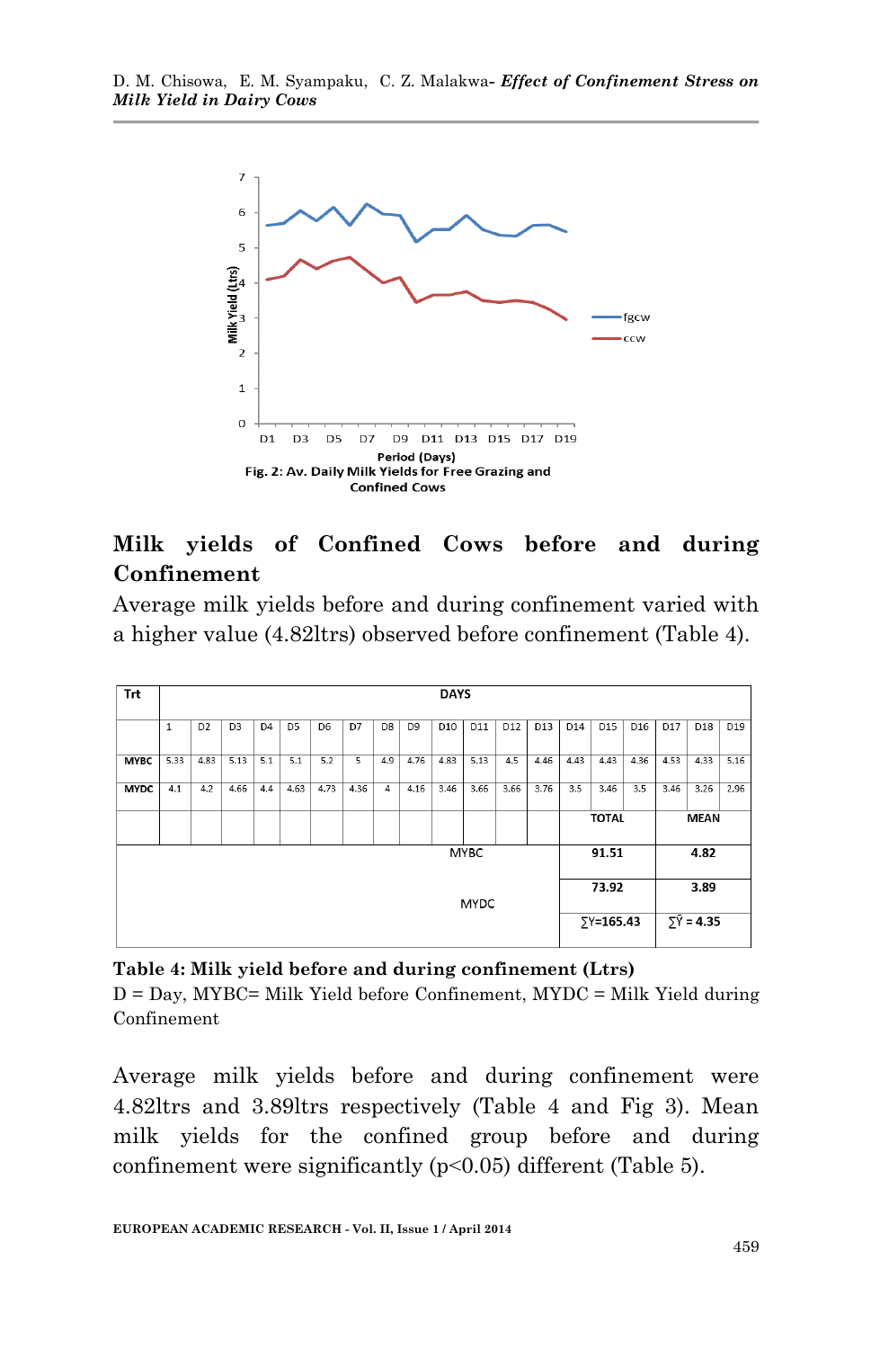Fig. 2: Av. Daily Milk Yields for Free Grazing and Confined Cows

## Milk yields of Confined Cows before and during Confinement

Average milk yields before and during confinement varied with a higher value (4.82ltrs) observed before confinement (Table 4).

| Trt | DAYS | | | | | | | | | | | | | | | | | | |
|---|---|---|---|---|---|---|---|---|---|---|---|---|---|---|---|---|---|---|---|
| | 1 | D2 | D3 | D4 | D5 | D6 | D7 | D8 | D9 | D10 | D11 | D12 | D13 | D14 | D15 | D16 | D17 | D18 | D19 |
| MYBC | 5.33 | 4.83 | 5.13 | 5.1 | 5.1 | 5.2 | 5 | 4.9 | 4.76 | 4.83 | 5.13 | 4.5 | 4.46 | 4.43 | 4.43 | 4.36 | 4.53 | 4.33 | 5.16 |
| MYDC | 4.1 | 4.2 | 4.66 | 4.4 | 4.63 | 4.73 | 4.36 | 4 | 4.16 | 3.46 | 3.66 | 3.66 | 3.76 | 3.5 | 3.46 | 3.5 | 3.46 | 3.26 | 2.96 |
| | | | | | | | | | | | | | | TOTAL | | | MEAN | | |
| MYBC | | | | | | | | | | | | | | 91.51 | | | 4.82 | | |
| MYDC | | | | | | | | | | | | | | 73.92 | | | 3.89 | | |
| | | | | | | | | | | | | | | $\sum Y = 165.43$ | | | $\sum \bar{Y} = 4.35$ | | |

**Table 4: Milk yield before and during confinement (Ltrs)**
D = Day, MYBC= Milk Yield before Confinement, MYDC = Milk Yield during Confinement

Average milk yields before and during confinement were 4.82ltrs and 3.89ltrs respectively (Table 4 and Fig 3). Mean milk yields for the confined group before and during confinement were significantly ($p<0.05$) different (Table 5).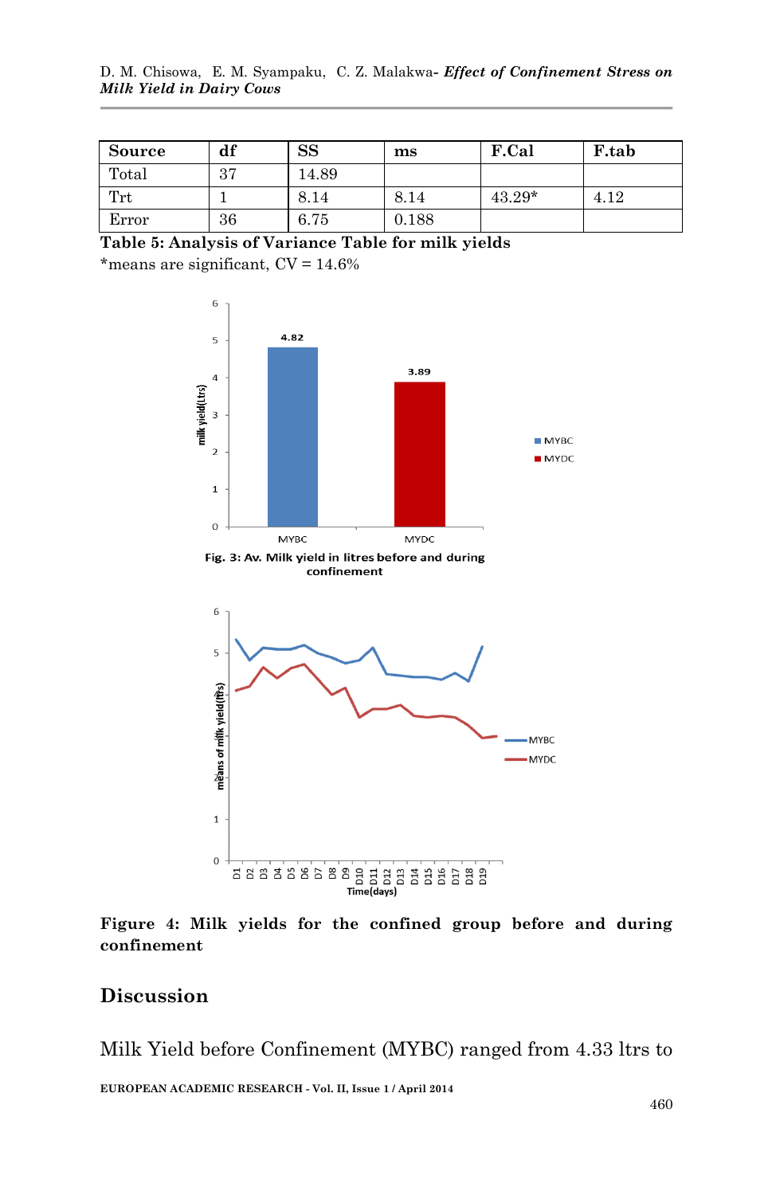| Source | df | SS | ms | F.Cal | F.tab |
|---|---|---|---|---|---|
| Total | 37 | 14.89 | | | |
| Trt | 1 | 8.14 | 8.14 | 43.29* | 4.12 |
| Error | 36 | 6.75 | 0.188 | | |

**Table 5: Analysis of Variance Table for milk yields**

*means are significant, CV = 14.6%

**Fig. 3: Av. Milk yield in litres before and during confinement**

**Figure 4: Milk yields for the confined group before and during confinement**

## Discussion

Milk Yield before Confinement (MYBC) ranged from 4.33 ltrs to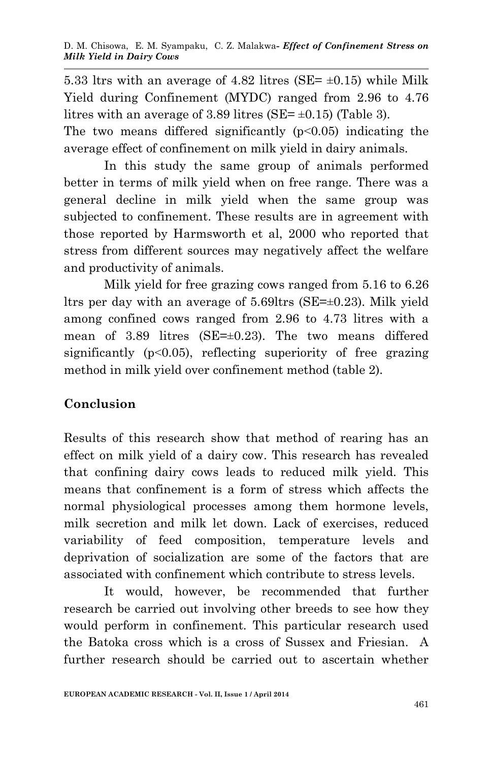5.33 ltrs with an average of 4.82 litres (SE= ±0.15) while Milk Yield during Confinement (MYDC) ranged from 2.96 to 4.76 litres with an average of 3.89 litres (SE= ±0.15) (Table 3).
The two means differed significantly ($p<0.05$) indicating the average effect of confinement on milk yield in dairy animals.

In this study the same group of animals performed better in terms of milk yield when on free range. There was a general decline in milk yield when the same group was subjected to confinement. These results are in agreement with those reported by Harmsworth et al, 2000 who reported that stress from different sources may negatively affect the welfare and productivity of animals.

Milk yield for free grazing cows ranged from 5.16 to 6.26 ltrs per day with an average of 5.69ltrs (SE=±0.23). Milk yield among confined cows ranged from 2.96 to 4.73 litres with a mean of 3.89 litres (SE=±0.23). The two means differed significantly ($p<0.05$), reflecting superiority of free grazing method in milk yield over confinement method (table 2).

## Conclusion

Results of this research show that method of rearing has an effect on milk yield of a dairy cow. This research has revealed that confining dairy cows leads to reduced milk yield. This means that confinement is a form of stress which affects the normal physiological processes among them hormone levels, milk secretion and milk let down. Lack of exercises, reduced variability of feed composition, temperature levels and deprivation of socialization are some of the factors that are associated with confinement which contribute to stress levels.

It would, however, be recommended that further research be carried out involving other breeds to see how they would perform in confinement. This particular research used the Batoka cross which is a cross of Sussex and Friesian. A further research should be carried out to ascertain whether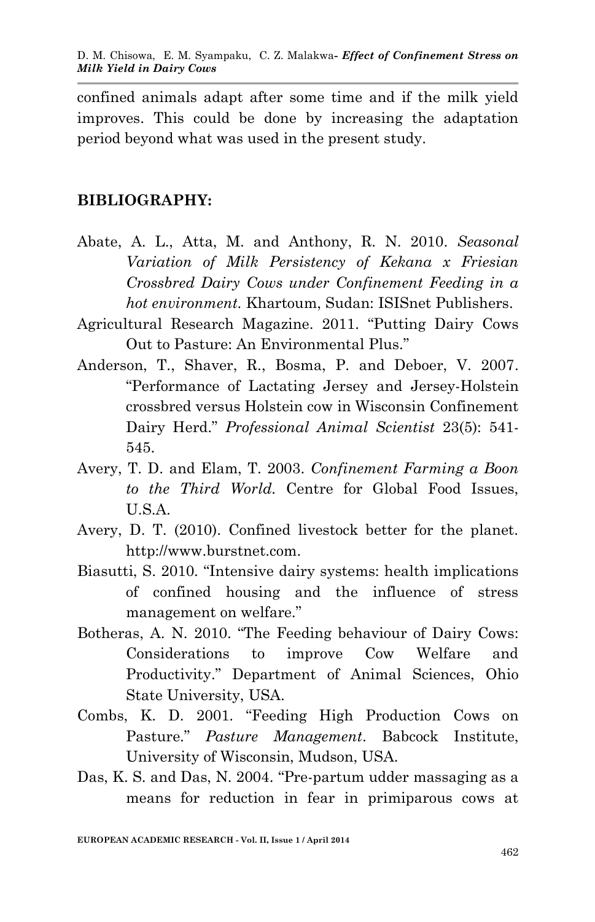confined animals adapt after some time and if the milk yield improves. This could be done by increasing the adaptation period beyond what was used in the present study.

## BIBLIOGRAPHY:

Abate, A. L., Atta, M. and Anthony, R. N. 2010. *Seasonal Variation of Milk Persistency of Kekana x Friesian Crossbred Dairy Cows under Confinement Feeding in a hot environment.* Khartoum, Sudan: ISISnet Publishers.

Agricultural Research Magazine. 2011. "Putting Dairy Cows Out to Pasture: An Environmental Plus."

Anderson, T., Shaver, R., Bosma, P. and Deboer, V. 2007. "Performance of Lactating Jersey and Jersey-Holstein crossbred versus Holstein cow in Wisconsin Confinement Dairy Herd." *Professional Animal Scientist* 23(5): 541-545.

Avery, T. D. and Elam, T. 2003. *Confinement Farming a Boon to the Third World.* Centre for Global Food Issues, U.S.A.

Avery, D. T. (2010). Confined livestock better for the planet. http://www.burstnet.com.

Biasutti, S. 2010. "Intensive dairy systems: health implications of confined housing and the influence of stress management on welfare."

Botheras, A. N. 2010. "The Feeding behaviour of Dairy Cows: Considerations to improve Cow Welfare and Productivity." Department of Animal Sciences, Ohio State University, USA.

Combs, K. D. 2001. "Feeding High Production Cows on Pasture." *Pasture Management*. Babcock Institute, University of Wisconsin, Mudson, USA.

Das, K. S. and Das, N. 2004. "Pre-partum udder massaging as a means for reduction in fear in primiparous cows at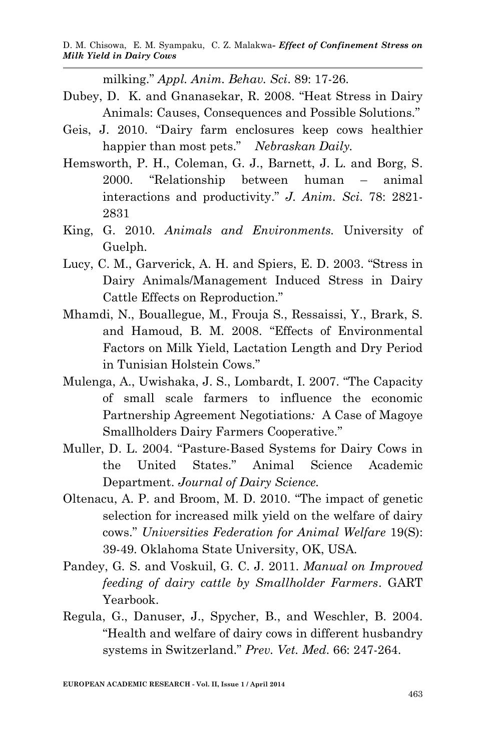milking." *Appl. Anim. Behav. Sci*. 89: 17-26.

Dubey, D. K. and Gnanasekar, R. 2008. "Heat Stress in Dairy Animals: Causes, Consequences and Possible Solutions."

Geis, J. 2010. "Dairy farm enclosures keep cows healthier happier than most pets." *Nebraskan Daily.*

Hemsworth, P. H., Coleman, G. J., Barnett, J. L. and Borg, S. 2000. "Relationship between human – animal interactions and productivity." *J. Anim. Sci*. 78: 2821-2831

King, G. 2010. *Animals and Environments.* University of Guelph.

Lucy, C. M., Garverick, A. H. and Spiers, E. D. 2003. "Stress in Dairy Animals/Management Induced Stress in Dairy Cattle Effects on Reproduction."

Mhamdi, N., Bouallegue, M., Frouja S., Ressaissi, Y., Brark, S. and Hamoud, B. M. 2008. "Effects of Environmental Factors on Milk Yield, Lactation Length and Dry Period in Tunisian Holstein Cows."

Mulenga, A., Uwishaka, J. S., Lombardt, I. 2007. "The Capacity of small scale farmers to influence the economic Partnership Agreement Negotiations*:* A Case of Magoye Smallholders Dairy Farmers Cooperative."

Muller, D. L. 2004. "Pasture-Based Systems for Dairy Cows in the United States." Animal Science Academic Department. *Journal of Dairy Science.*

Oltenacu, A. P. and Broom, M. D. 2010. "The impact of genetic selection for increased milk yield on the welfare of dairy cows." *Universities Federation for Animal Welfare* 19(S): 39-49. Oklahoma State University, OK, USA.

Pandey, G. S. and Voskuil, G. C. J. 2011. *Manual on Improved feeding of dairy cattle by Smallholder Farmers*. GART Yearbook.

Regula, G., Danuser, J., Spycher, B., and Weschler, B. 2004. "Health and welfare of dairy cows in different husbandry systems in Switzerland." *Prev. Vet. Med.* 66: 247-264.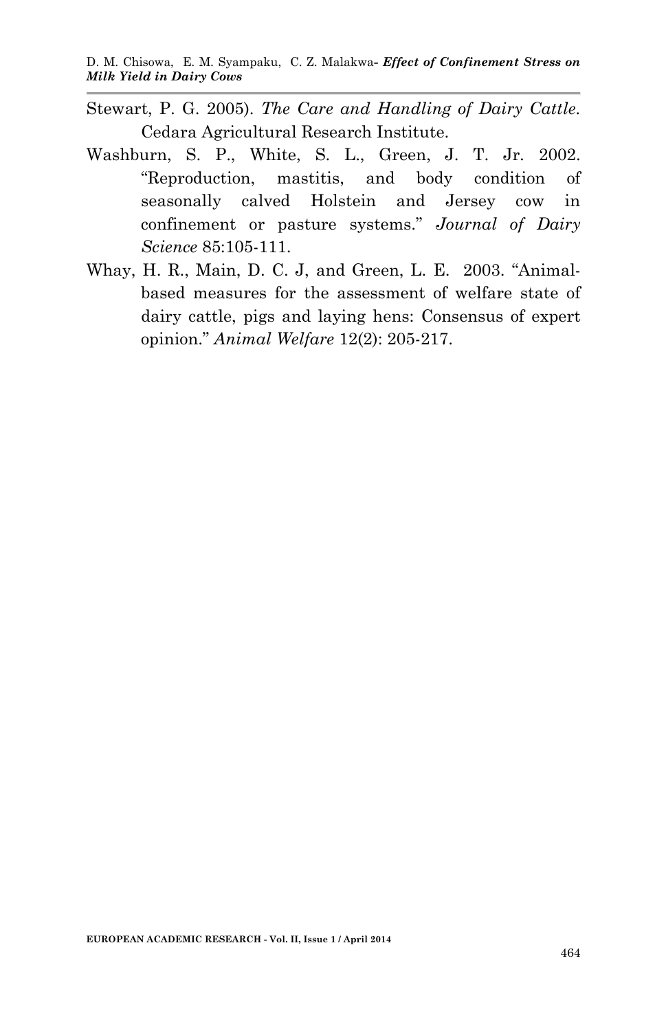Stewart, P. G. 2005). *The Care and Handling of Dairy Cattle*. Cedara Agricultural Research Institute.

Washburn, S. P., White, S. L., Green, J. T. Jr. 2002. "Reproduction, mastitis, and body condition of seasonally calved Holstein and Jersey cow in confinement or pasture systems." *Journal of Dairy Science* 85:105-111.

Whay, H. R., Main, D. C. J, and Green, L. E. 2003. "Animal-based measures for the assessment of welfare state of dairy cattle, pigs and laying hens: Consensus of expert opinion." *Animal Welfare* 12(2): 205-217.